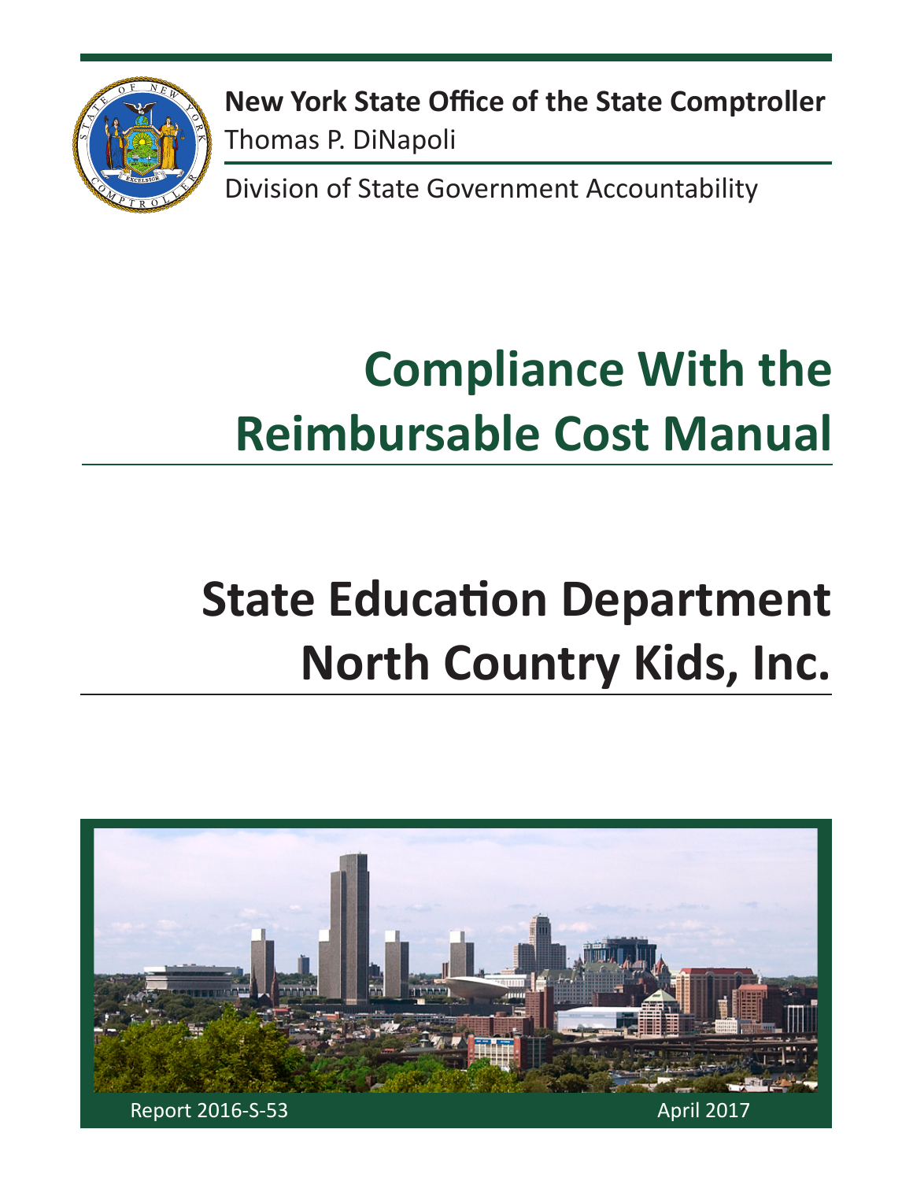**New York State Office of the State Comptroller**
Thomas P. DiNapoli

Division of State Government Accountability

# Compliance With the Reimbursable Cost Manual

# State Education Department
# North Country Kids, Inc.

Report 2016-S-53

April 2017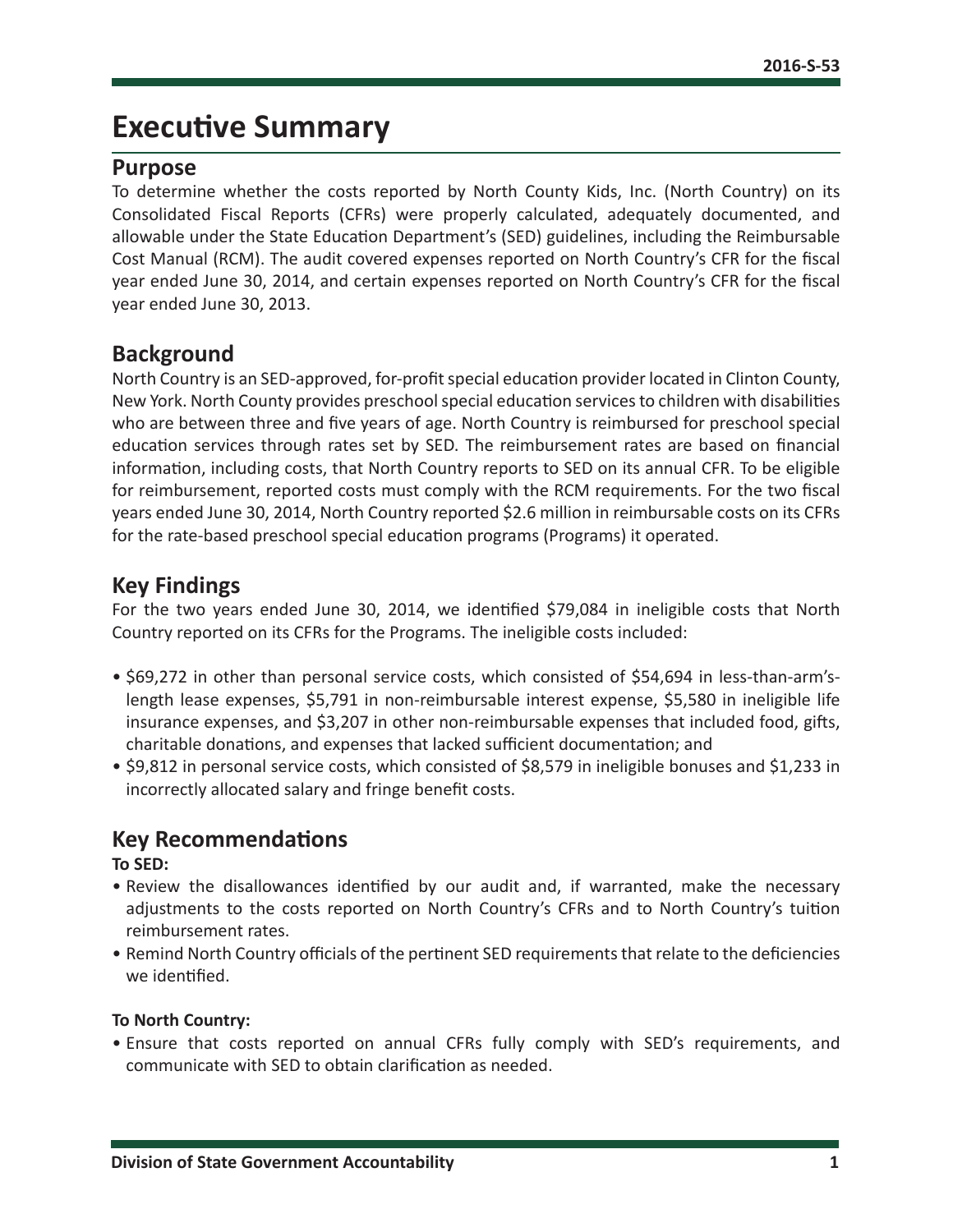# Executive Summary

## Purpose

To determine whether the costs reported by North County Kids, Inc. (North Country) on its Consolidated Fiscal Reports (CFRs) were properly calculated, adequately documented, and allowable under the State Education Department's (SED) guidelines, including the Reimbursable Cost Manual (RCM). The audit covered expenses reported on North Country's CFR for the fiscal year ended June 30, 2014, and certain expenses reported on North Country's CFR for the fiscal year ended June 30, 2013.

## Background

North Country is an SED-approved, for-profit special education provider located in Clinton County, New York. North County provides preschool special education services to children with disabilities who are between three and five years of age. North Country is reimbursed for preschool special education services through rates set by SED. The reimbursement rates are based on financial information, including costs, that North Country reports to SED on its annual CFR. To be eligible for reimbursement, reported costs must comply with the RCM requirements. For the two fiscal years ended June 30, 2014, North Country reported $2.6 million in reimbursable costs on its CFRs for the rate-based preschool special education programs (Programs) it operated.

## Key Findings

For the two years ended June 30, 2014, we identified $79,084 in ineligible costs that North Country reported on its CFRs for the Programs. The ineligible costs included:

- $69,272 in other than personal service costs, which consisted of $54,694 in less-than-arm's-length lease expenses, $5,791 in non-reimbursable interest expense, $5,580 in ineligible life insurance expenses, and $3,207 in other non-reimbursable expenses that included food, gifts, charitable donations, and expenses that lacked sufficient documentation; and
- $9,812 in personal service costs, which consisted of $8,579 in ineligible bonuses and $1,233 in incorrectly allocated salary and fringe benefit costs.

## Key Recommendations

**To SED:**

- Review the disallowances identified by our audit and, if warranted, make the necessary adjustments to the costs reported on North Country's CFRs and to North Country's tuition reimbursement rates.
- Remind North Country officials of the pertinent SED requirements that relate to the deficiencies we identified.

**To North Country:**

- Ensure that costs reported on annual CFRs fully comply with SED's requirements, and communicate with SED to obtain clarification as needed.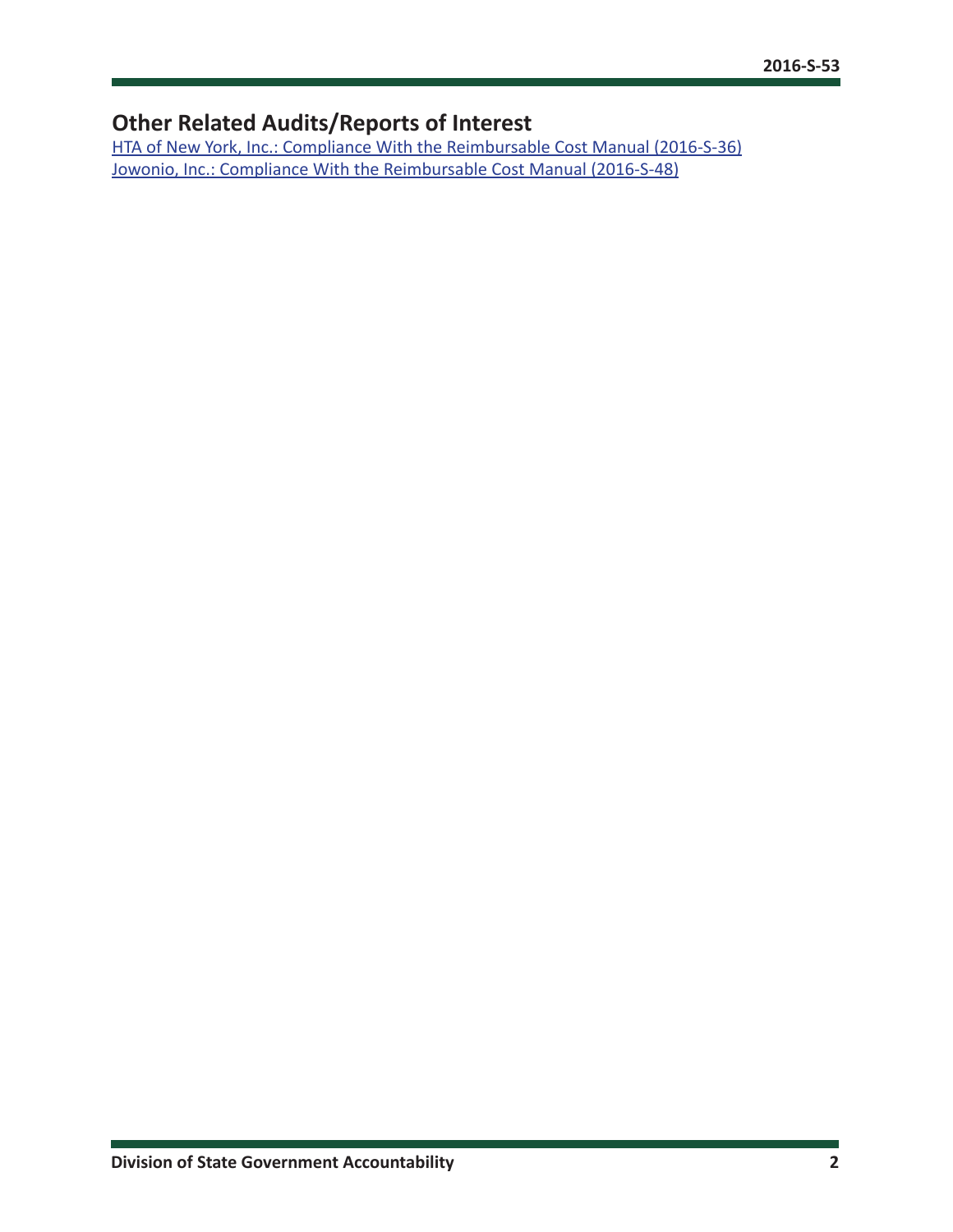## Other Related Audits/Reports of Interest

HTA of New York, Inc.: Compliance With the Reimbursable Cost Manual (2016-S-36)
Jowonio, Inc.: Compliance With the Reimbursable Cost Manual (2016-S-48)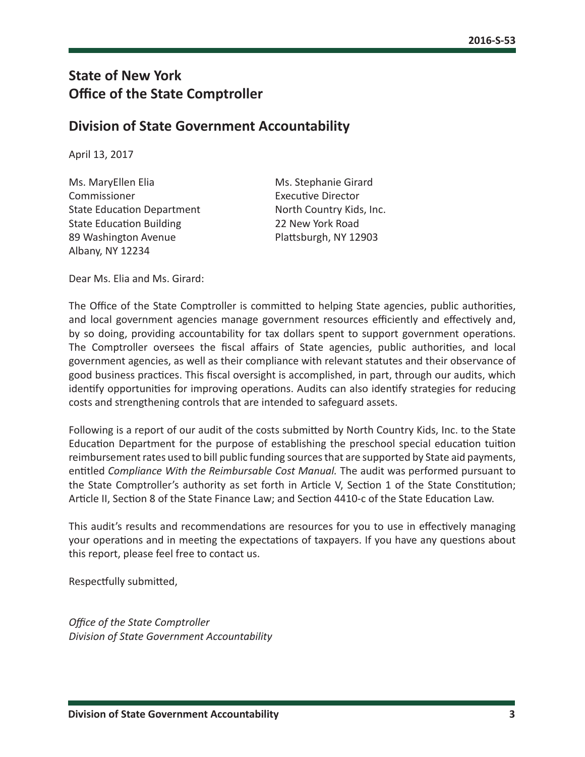# State of New York
# Office of the State Comptroller

## Division of State Government Accountability

April 13, 2017

Ms. MaryEllen Elia
Commissioner
State Education Department
State Education Building
89 Washington Avenue
Albany, NY 12234

Ms. Stephanie Girard
Executive Director
North Country Kids, Inc.
22 New York Road
Plattsburgh, NY 12903

Dear Ms. Elia and Ms. Girard:

The Office of the State Comptroller is committed to helping State agencies, public authorities, and local government agencies manage government resources efficiently and effectively and, by so doing, providing accountability for tax dollars spent to support government operations. The Comptroller oversees the fiscal affairs of State agencies, public authorities, and local government agencies, as well as their compliance with relevant statutes and their observance of good business practices. This fiscal oversight is accomplished, in part, through our audits, which identify opportunities for improving operations. Audits can also identify strategies for reducing costs and strengthening controls that are intended to safeguard assets.

Following is a report of our audit of the costs submitted by North Country Kids, Inc. to the State Education Department for the purpose of establishing the preschool special education tuition reimbursement rates used to bill public funding sources that are supported by State aid payments, entitled *Compliance With the Reimbursable Cost Manual.* The audit was performed pursuant to the State Comptroller's authority as set forth in Article V, Section 1 of the State Constitution; Article II, Section 8 of the State Finance Law; and Section 4410-c of the State Education Law.

This audit's results and recommendations are resources for you to use in effectively managing your operations and in meeting the expectations of taxpayers. If you have any questions about this report, please feel free to contact us.

Respectfully submitted,

*Office of the State Comptroller*
*Division of State Government Accountability*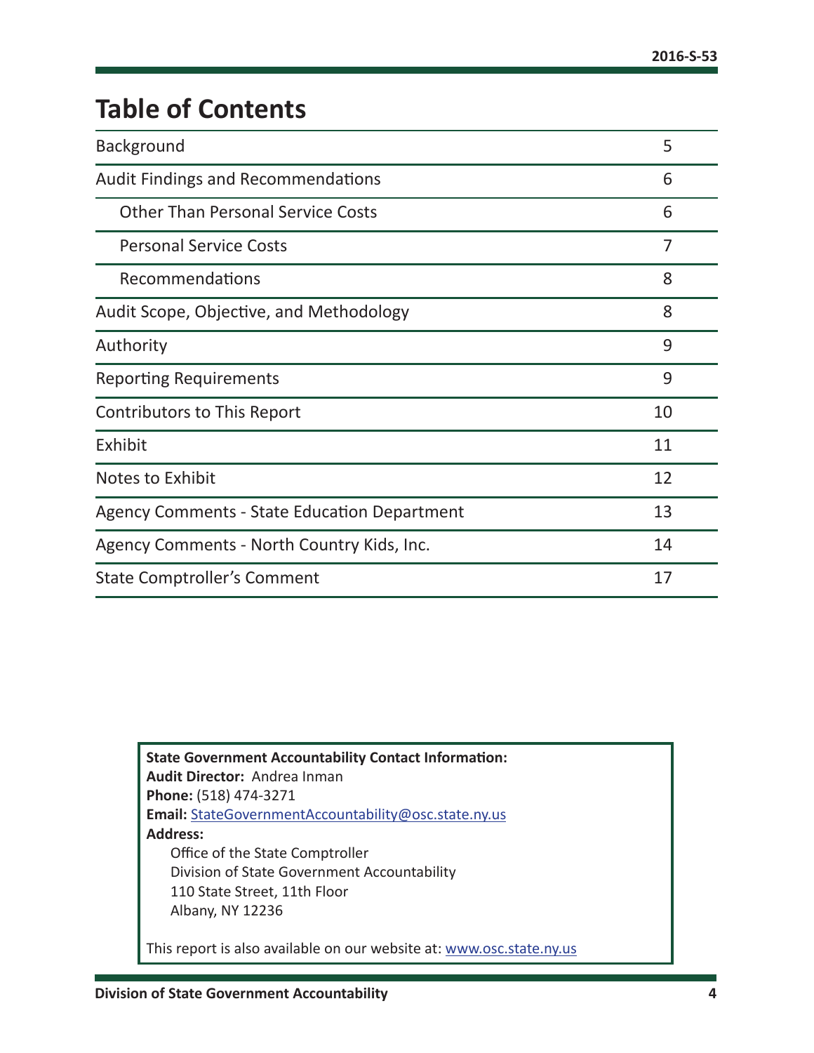# Table of Contents

| | |
|---|---|
| Background | 5 |
| Audit Findings and Recommendations | 6 |
| Other Than Personal Service Costs | 6 |
| Personal Service Costs | 7 |
| Recommendations | 8 |
| Audit Scope, Objective, and Methodology | 8 |
| Authority | 9 |
| Reporting Requirements | 9 |
| Contributors to This Report | 10 |
| Exhibit | 11 |
| Notes to Exhibit | 12 |
| Agency Comments - State Education Department | 13 |
| Agency Comments - North Country Kids, Inc. | 14 |
| State Comptroller's Comment | 17 |

**State Government Accountability Contact Information:**
**Audit Director:** Andrea Inman
**Phone:** (518) 474-3271
**Email:** StateGovernmentAccountability@osc.state.ny.us
**Address:**
Office of the State Comptroller
Division of State Government Accountability
110 State Street, 11th Floor
Albany, NY 12236

This report is also available on our website at: www.osc.state.ny.us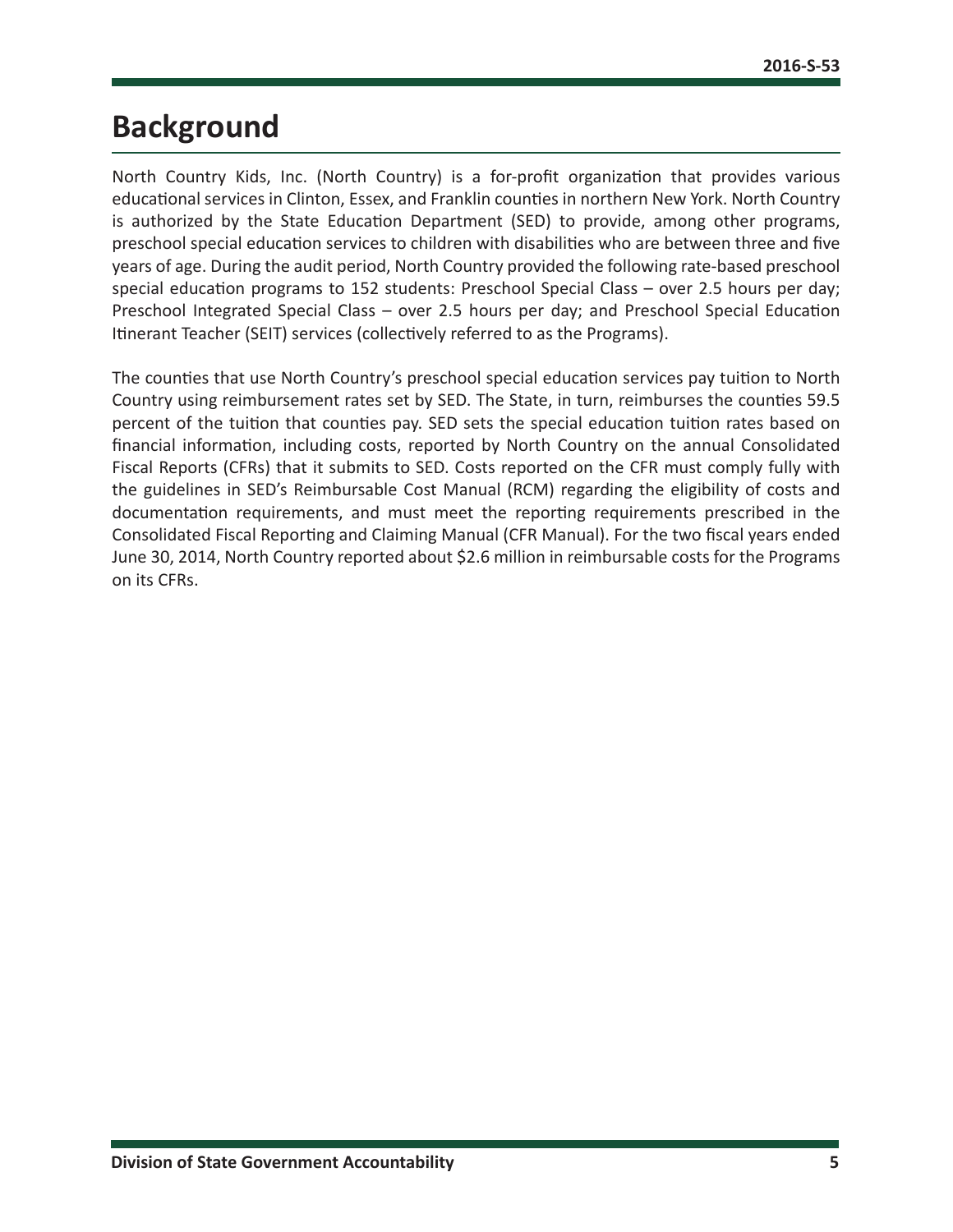# Background

North Country Kids, Inc. (North Country) is a for-profit organization that provides various educational services in Clinton, Essex, and Franklin counties in northern New York. North Country is authorized by the State Education Department (SED) to provide, among other programs, preschool special education services to children with disabilities who are between three and five years of age. During the audit period, North Country provided the following rate-based preschool special education programs to 152 students: Preschool Special Class – over 2.5 hours per day; Preschool Integrated Special Class – over 2.5 hours per day; and Preschool Special Education Itinerant Teacher (SEIT) services (collectively referred to as the Programs).

The counties that use North Country's preschool special education services pay tuition to North Country using reimbursement rates set by SED. The State, in turn, reimburses the counties 59.5 percent of the tuition that counties pay. SED sets the special education tuition rates based on financial information, including costs, reported by North Country on the annual Consolidated Fiscal Reports (CFRs) that it submits to SED. Costs reported on the CFR must comply fully with the guidelines in SED's Reimbursable Cost Manual (RCM) regarding the eligibility of costs and documentation requirements, and must meet the reporting requirements prescribed in the Consolidated Fiscal Reporting and Claiming Manual (CFR Manual). For the two fiscal years ended June 30, 2014, North Country reported about $2.6 million in reimbursable costs for the Programs on its CFRs.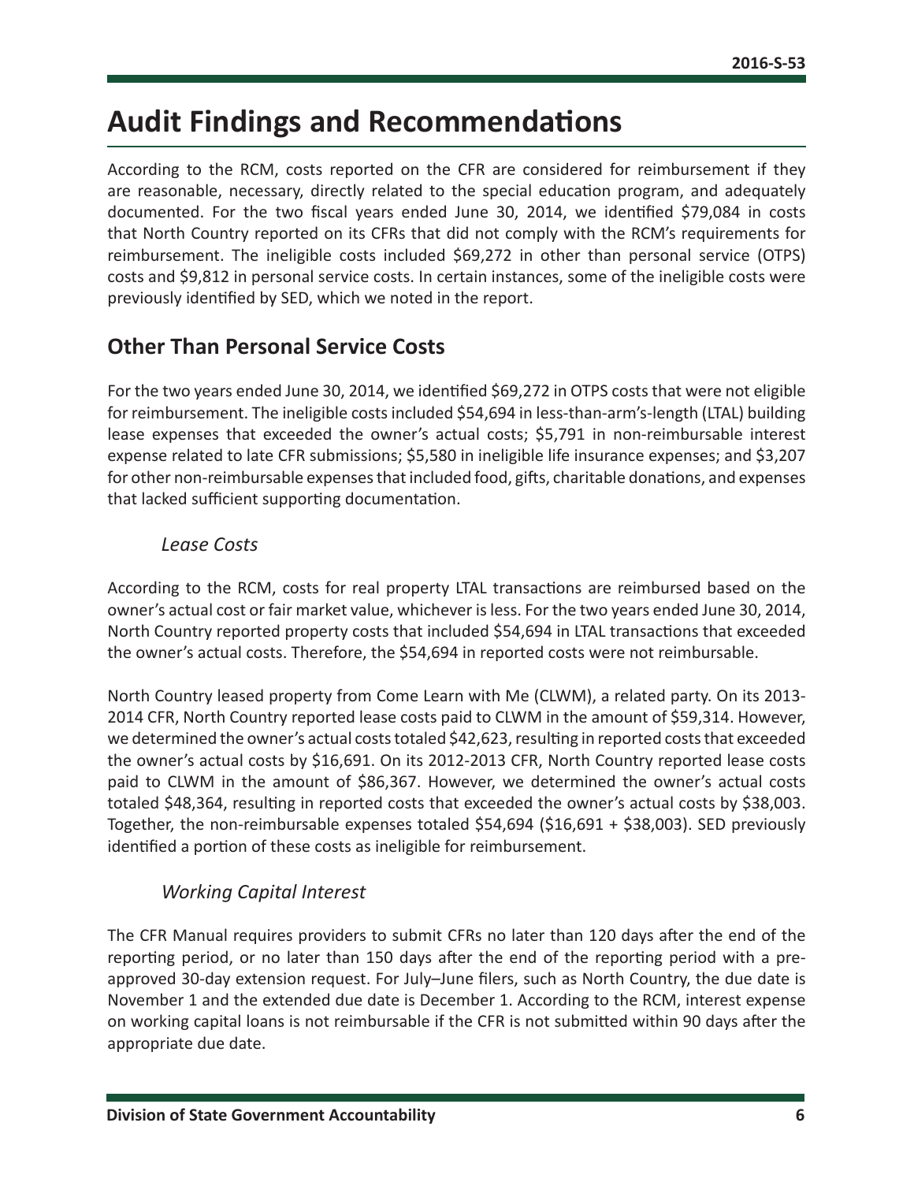# Audit Findings and Recommendations

According to the RCM, costs reported on the CFR are considered for reimbursement if they are reasonable, necessary, directly related to the special education program, and adequately documented. For the two fiscal years ended June 30, 2014, we identified $79,084 in costs that North Country reported on its CFRs that did not comply with the RCM's requirements for reimbursement. The ineligible costs included $69,272 in other than personal service (OTPS) costs and $9,812 in personal service costs. In certain instances, some of the ineligible costs were previously identified by SED, which we noted in the report.

## Other Than Personal Service Costs

For the two years ended June 30, 2014, we identified $69,272 in OTPS costs that were not eligible for reimbursement. The ineligible costs included $54,694 in less-than-arm's-length (LTAL) building lease expenses that exceeded the owner's actual costs; $5,791 in non-reimbursable interest expense related to late CFR submissions; $5,580 in ineligible life insurance expenses; and $3,207 for other non-reimbursable expenses that included food, gifts, charitable donations, and expenses that lacked sufficient supporting documentation.

### *Lease Costs*

According to the RCM, costs for real property LTAL transactions are reimbursed based on the owner's actual cost or fair market value, whichever is less. For the two years ended June 30, 2014, North Country reported property costs that included $54,694 in LTAL transactions that exceeded the owner's actual costs. Therefore, the $54,694 in reported costs were not reimbursable.

North Country leased property from Come Learn with Me (CLWM), a related party. On its 2013-2014 CFR, North Country reported lease costs paid to CLWM in the amount of $59,314. However, we determined the owner's actual costs totaled $42,623, resulting in reported costs that exceeded the owner's actual costs by $16,691. On its 2012-2013 CFR, North Country reported lease costs paid to CLWM in the amount of $86,367. However, we determined the owner's actual costs totaled $48,364, resulting in reported costs that exceeded the owner's actual costs by $38,003. Together, the non-reimbursable expenses totaled $54,694 ($16,691 + $38,003). SED previously identified a portion of these costs as ineligible for reimbursement.

### *Working Capital Interest*

The CFR Manual requires providers to submit CFRs no later than 120 days after the end of the reporting period, or no later than 150 days after the end of the reporting period with a pre-approved 30-day extension request. For July–June filers, such as North Country, the due date is November 1 and the extended due date is December 1. According to the RCM, interest expense on working capital loans is not reimbursable if the CFR is not submitted within 90 days after the appropriate due date.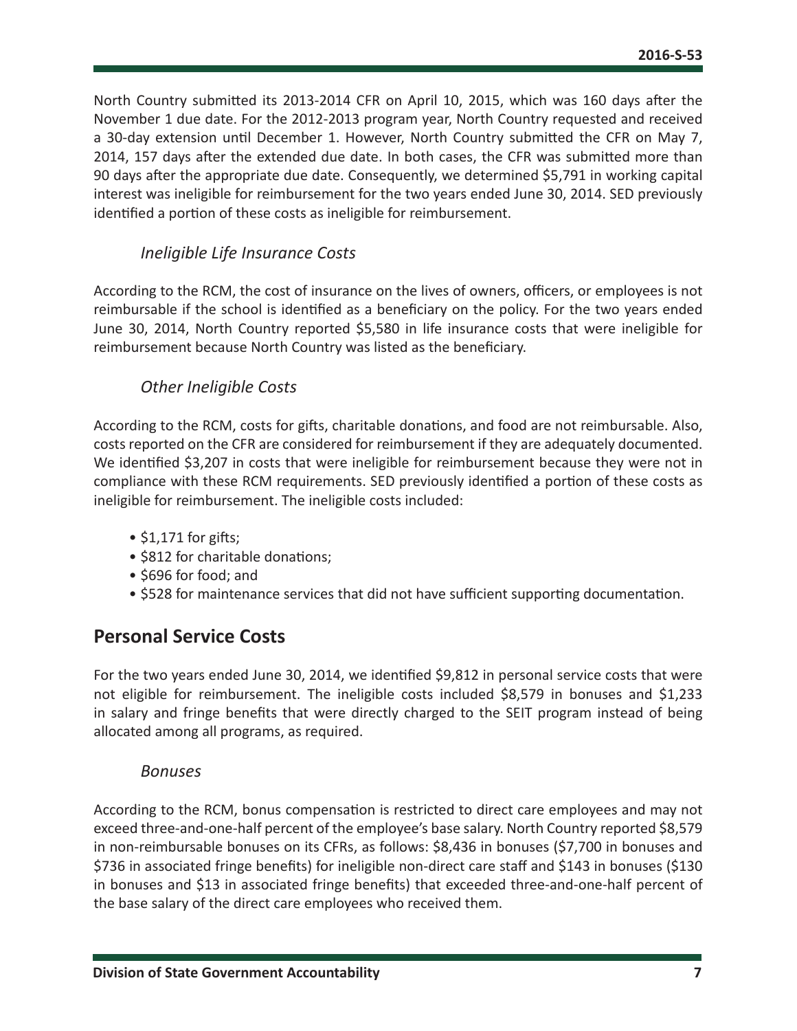North Country submitted its 2013-2014 CFR on April 10, 2015, which was 160 days after the November 1 due date. For the 2012-2013 program year, North Country requested and received a 30-day extension until December 1. However, North Country submitted the CFR on May 7, 2014, 157 days after the extended due date. In both cases, the CFR was submitted more than 90 days after the appropriate due date. Consequently, we determined $5,791 in working capital interest was ineligible for reimbursement for the two years ended June 30, 2014. SED previously identified a portion of these costs as ineligible for reimbursement.

### *Ineligible Life Insurance Costs*

According to the RCM, the cost of insurance on the lives of owners, officers, or employees is not reimbursable if the school is identified as a beneficiary on the policy. For the two years ended June 30, 2014, North Country reported $5,580 in life insurance costs that were ineligible for reimbursement because North Country was listed as the beneficiary.

### *Other Ineligible Costs*

According to the RCM, costs for gifts, charitable donations, and food are not reimbursable. Also, costs reported on the CFR are considered for reimbursement if they are adequately documented. We identified $3,207 in costs that were ineligible for reimbursement because they were not in compliance with these RCM requirements. SED previously identified a portion of these costs as ineligible for reimbursement. The ineligible costs included:

- $1,171 for gifts;
- $812 for charitable donations;
- $696 for food; and
- $528 for maintenance services that did not have sufficient supporting documentation.

## Personal Service Costs

For the two years ended June 30, 2014, we identified $9,812 in personal service costs that were not eligible for reimbursement. The ineligible costs included $8,579 in bonuses and $1,233 in salary and fringe benefits that were directly charged to the SEIT program instead of being allocated among all programs, as required.

### *Bonuses*

According to the RCM, bonus compensation is restricted to direct care employees and may not exceed three-and-one-half percent of the employee's base salary. North Country reported $8,579 in non-reimbursable bonuses on its CFRs, as follows: $8,436 in bonuses ($7,700 in bonuses and $736 in associated fringe benefits) for ineligible non-direct care staff and $143 in bonuses ($130 in bonuses and $13 in associated fringe benefits) that exceeded three-and-one-half percent of the base salary of the direct care employees who received them.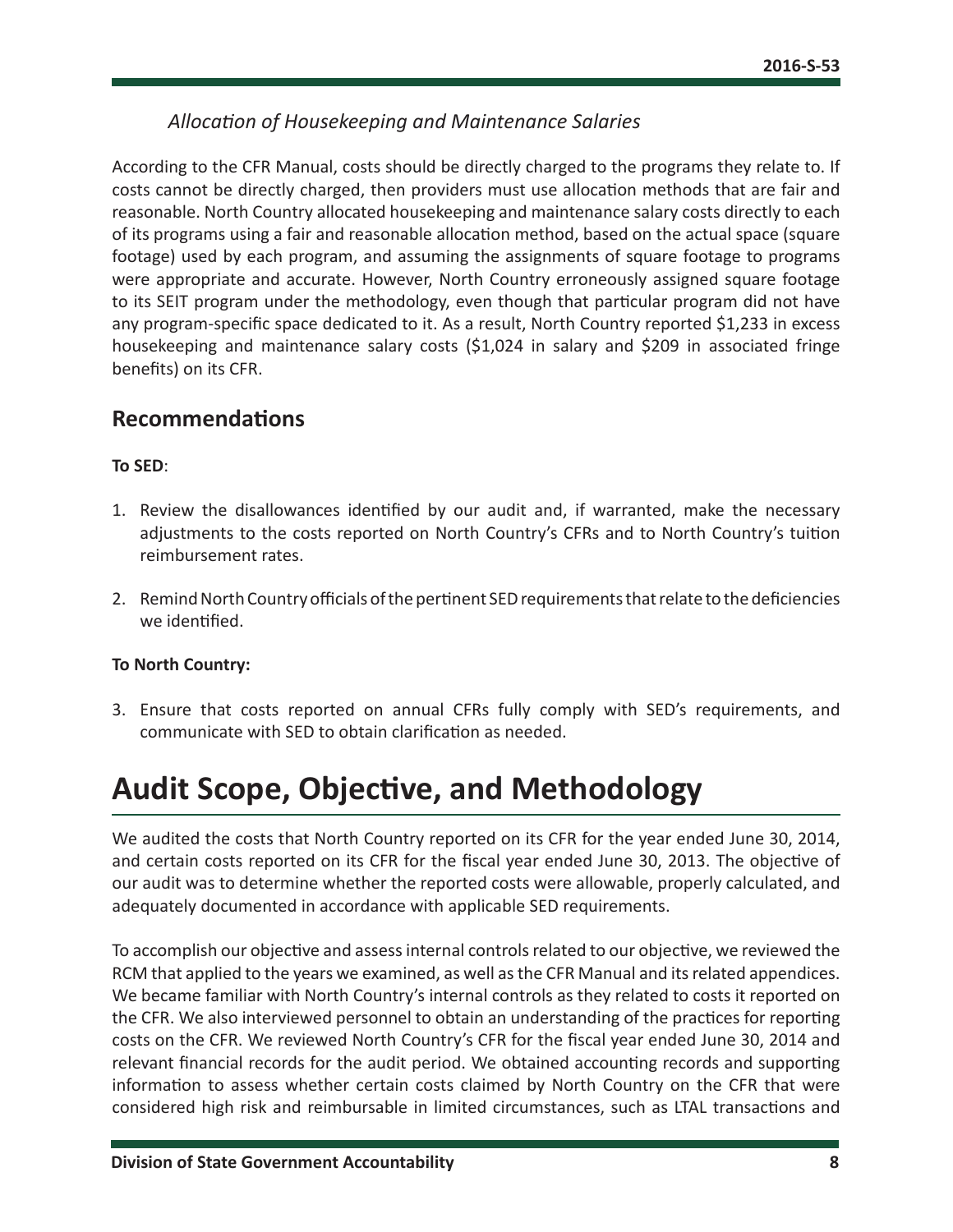### *Allocation of Housekeeping and Maintenance Salaries*

According to the CFR Manual, costs should be directly charged to the programs they relate to. If costs cannot be directly charged, then providers must use allocation methods that are fair and reasonable. North Country allocated housekeeping and maintenance salary costs directly to each of its programs using a fair and reasonable allocation method, based on the actual space (square footage) used by each program, and assuming the assignments of square footage to programs were appropriate and accurate. However, North Country erroneously assigned square footage to its SEIT program under the methodology, even though that particular program did not have any program-specific space dedicated to it. As a result, North Country reported $1,233 in excess housekeeping and maintenance salary costs ($1,024 in salary and $209 in associated fringe benefits) on its CFR.

## Recommendations

**To SED**:

1. Review the disallowances identified by our audit and, if warranted, make the necessary adjustments to the costs reported on North Country's CFRs and to North Country's tuition reimbursement rates.
2. Remind North Country officials of the pertinent SED requirements that relate to the deficiencies we identified.

**To North Country:**

3. Ensure that costs reported on annual CFRs fully comply with SED's requirements, and communicate with SED to obtain clarification as needed.

# Audit Scope, Objective, and Methodology

We audited the costs that North Country reported on its CFR for the year ended June 30, 2014, and certain costs reported on its CFR for the fiscal year ended June 30, 2013. The objective of our audit was to determine whether the reported costs were allowable, properly calculated, and adequately documented in accordance with applicable SED requirements.

To accomplish our objective and assess internal controls related to our objective, we reviewed the RCM that applied to the years we examined, as well as the CFR Manual and its related appendices. We became familiar with North Country's internal controls as they related to costs it reported on the CFR. We also interviewed personnel to obtain an understanding of the practices for reporting costs on the CFR. We reviewed North Country's CFR for the fiscal year ended June 30, 2014 and relevant financial records for the audit period. We obtained accounting records and supporting information to assess whether certain costs claimed by North Country on the CFR that were considered high risk and reimbursable in limited circumstances, such as LTAL transactions and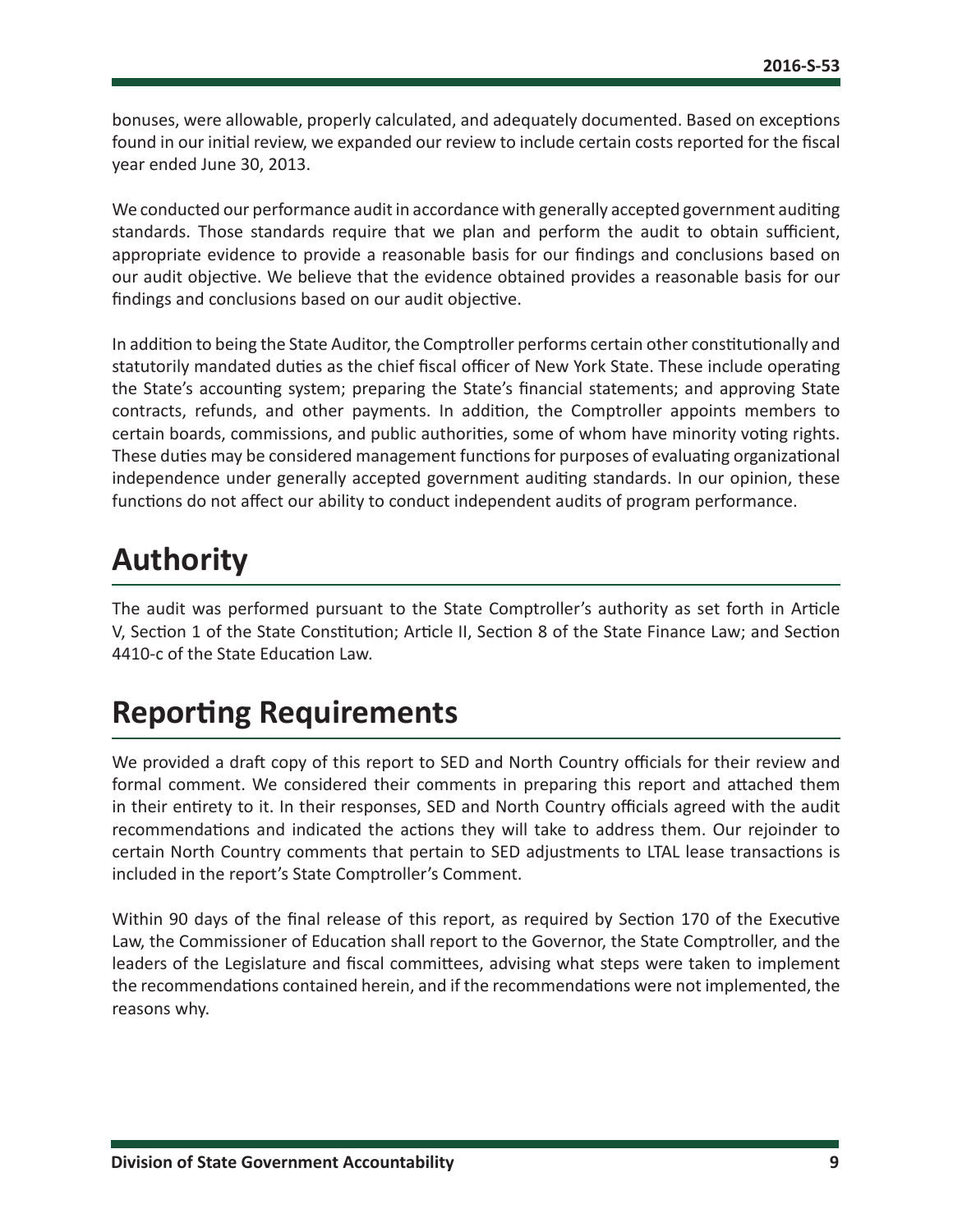bonuses, were allowable, properly calculated, and adequately documented. Based on exceptions found in our initial review, we expanded our review to include certain costs reported for the fiscal year ended June 30, 2013.

We conducted our performance audit in accordance with generally accepted government auditing standards. Those standards require that we plan and perform the audit to obtain sufficient, appropriate evidence to provide a reasonable basis for our findings and conclusions based on our audit objective. We believe that the evidence obtained provides a reasonable basis for our findings and conclusions based on our audit objective.

In addition to being the State Auditor, the Comptroller performs certain other constitutionally and statutorily mandated duties as the chief fiscal officer of New York State. These include operating the State's accounting system; preparing the State's financial statements; and approving State contracts, refunds, and other payments. In addition, the Comptroller appoints members to certain boards, commissions, and public authorities, some of whom have minority voting rights. These duties may be considered management functions for purposes of evaluating organizational independence under generally accepted government auditing standards. In our opinion, these functions do not affect our ability to conduct independent audits of program performance.

# Authority

The audit was performed pursuant to the State Comptroller's authority as set forth in Article V, Section 1 of the State Constitution; Article II, Section 8 of the State Finance Law; and Section 4410-c of the State Education Law.

# Reporting Requirements

We provided a draft copy of this report to SED and North Country officials for their review and formal comment. We considered their comments in preparing this report and attached them in their entirety to it. In their responses, SED and North Country officials agreed with the audit recommendations and indicated the actions they will take to address them. Our rejoinder to certain North Country comments that pertain to SED adjustments to LTAL lease transactions is included in the report's State Comptroller's Comment.

Within 90 days of the final release of this report, as required by Section 170 of the Executive Law, the Commissioner of Education shall report to the Governor, the State Comptroller, and the leaders of the Legislature and fiscal committees, advising what steps were taken to implement the recommendations contained herein, and if the recommendations were not implemented, the reasons why.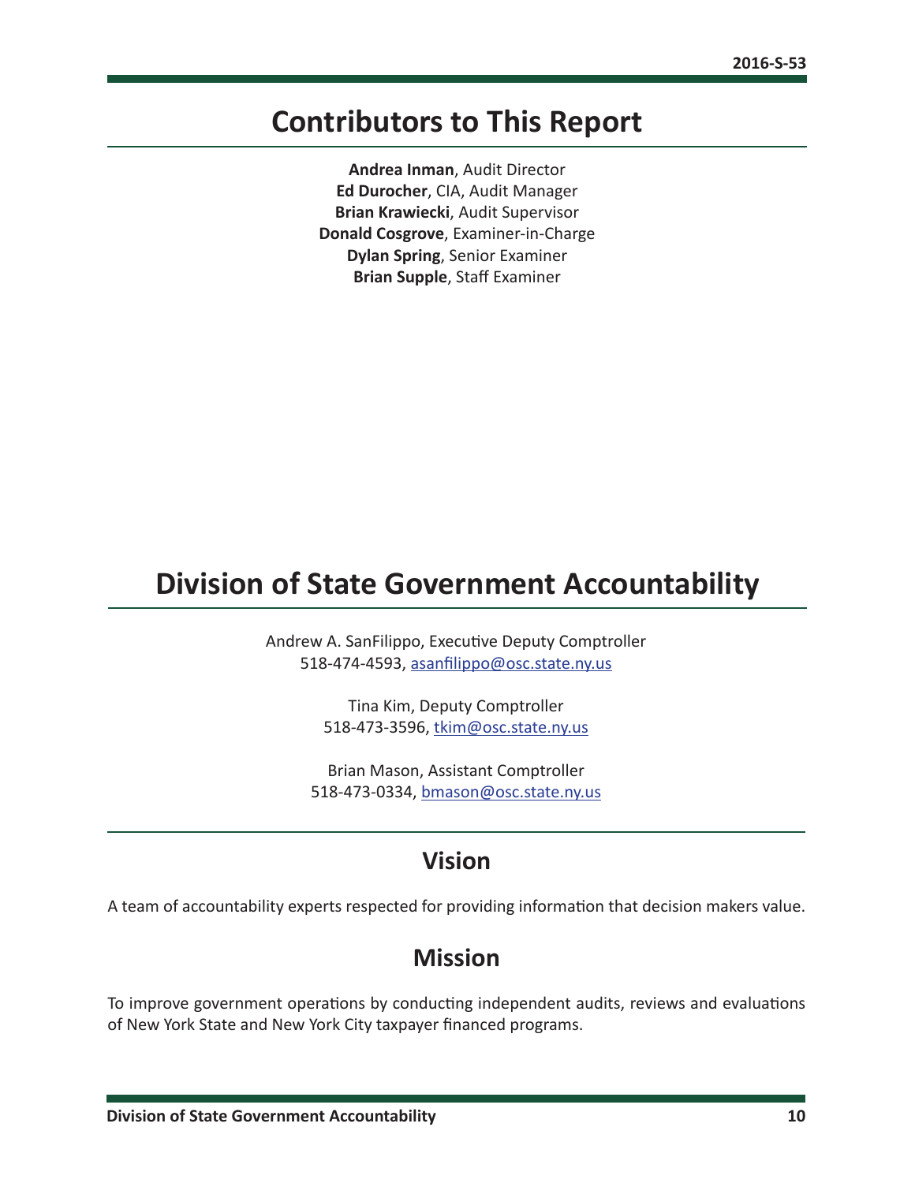# Contributors to This Report

**Andrea Inman**, Audit Director
**Ed Durocher**, CIA, Audit Manager
**Brian Krawiecki**, Audit Supervisor
**Donald Cosgrove**, Examiner-in-Charge
**Dylan Spring**, Senior Examiner
**Brian Supple**, Staff Examiner

# Division of State Government Accountability

Andrew A. SanFilippo, Executive Deputy Comptroller
518-474-4593, asanfilippo@osc.state.ny.us

Tina Kim, Deputy Comptroller
518-473-3596, tkim@osc.state.ny.us

Brian Mason, Assistant Comptroller
518-473-0334, bmason@osc.state.ny.us

## Vision

A team of accountability experts respected for providing information that decision makers value.

## Mission

To improve government operations by conducting independent audits, reviews and evaluations of New York State and New York City taxpayer financed programs.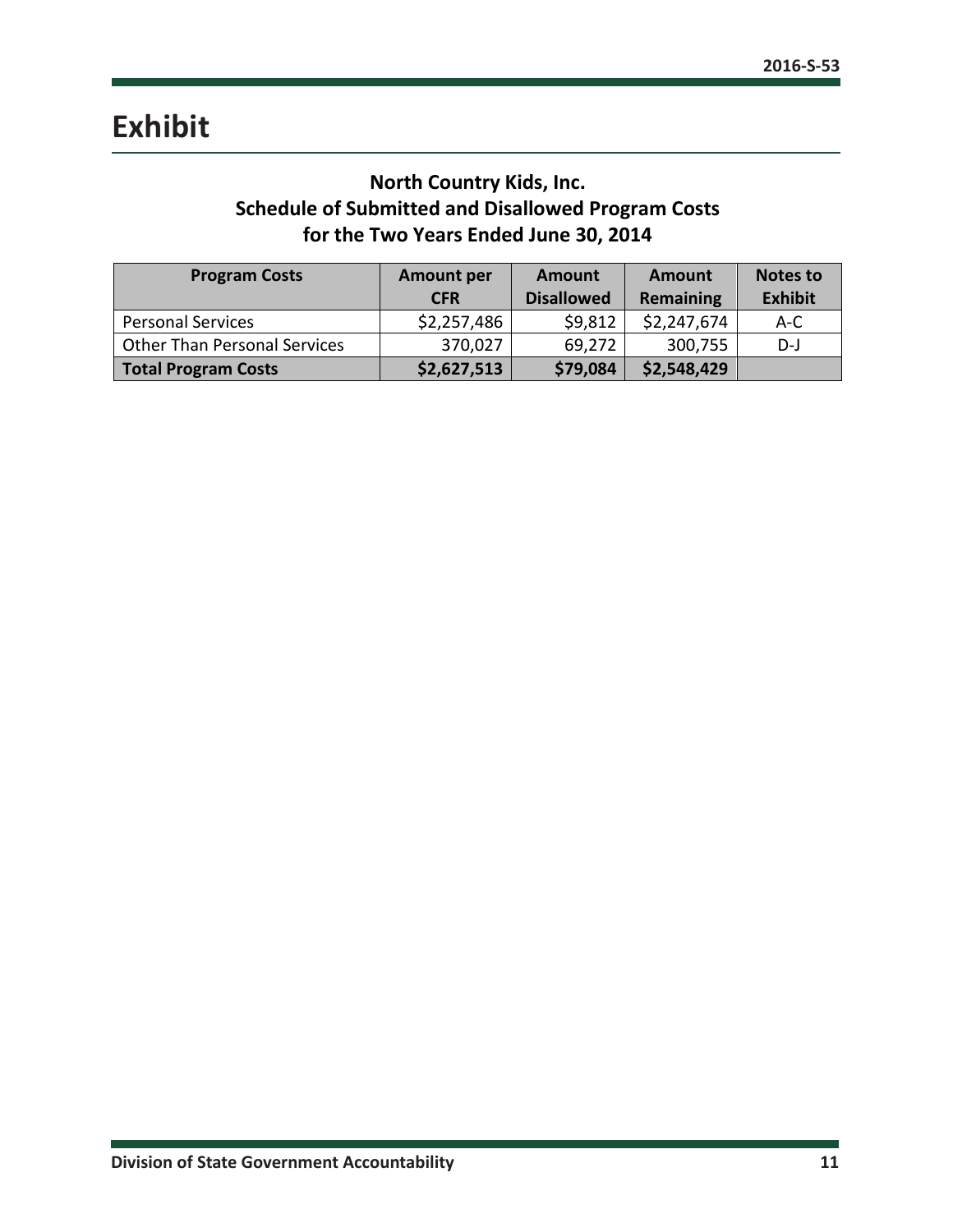# Exhibit

### North Country Kids, Inc.
### Schedule of Submitted and Disallowed Program Costs
### for the Two Years Ended June 30, 2014

| Program Costs | Amount per CFR | Amount Disallowed | Amount Remaining | Notes to Exhibit |
|---|---|---|---|---|
| Personal Services | $2,257,486 | $9,812 | $2,247,674 | A-C |
| Other Than Personal Services | 370,027 | 69,272 | 300,755 | D-J |
| **Total Program Costs** | **$2,627,513** | **$79,084** | **$2,548,429** | |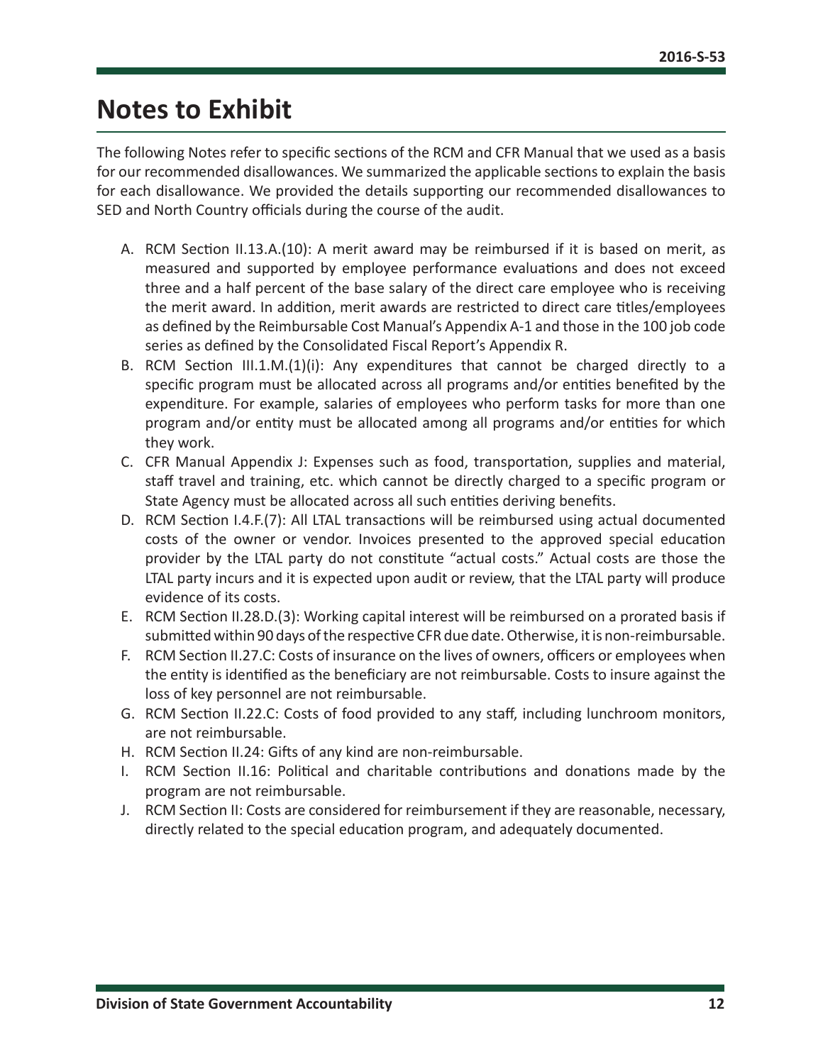# Notes to Exhibit

The following Notes refer to specific sections of the RCM and CFR Manual that we used as a basis for our recommended disallowances. We summarized the applicable sections to explain the basis for each disallowance. We provided the details supporting our recommended disallowances to SED and North Country officials during the course of the audit.

A. RCM Section II.13.A.(10): A merit award may be reimbursed if it is based on merit, as measured and supported by employee performance evaluations and does not exceed three and a half percent of the base salary of the direct care employee who is receiving the merit award. In addition, merit awards are restricted to direct care titles/employees as defined by the Reimbursable Cost Manual's Appendix A-1 and those in the 100 job code series as defined by the Consolidated Fiscal Report's Appendix R.

B. RCM Section III.1.M.(1)(i): Any expenditures that cannot be charged directly to a specific program must be allocated across all programs and/or entities benefited by the expenditure. For example, salaries of employees who perform tasks for more than one program and/or entity must be allocated among all programs and/or entities for which they work.

C. CFR Manual Appendix J: Expenses such as food, transportation, supplies and material, staff travel and training, etc. which cannot be directly charged to a specific program or State Agency must be allocated across all such entities deriving benefits.

D. RCM Section I.4.F.(7): All LTAL transactions will be reimbursed using actual documented costs of the owner or vendor. Invoices presented to the approved special education provider by the LTAL party do not constitute "actual costs." Actual costs are those the LTAL party incurs and it is expected upon audit or review, that the LTAL party will produce evidence of its costs.

E. RCM Section II.28.D.(3): Working capital interest will be reimbursed on a prorated basis if submitted within 90 days of the respective CFR due date. Otherwise, it is non-reimbursable.

F. RCM Section II.27.C: Costs of insurance on the lives of owners, officers or employees when the entity is identified as the beneficiary are not reimbursable. Costs to insure against the loss of key personnel are not reimbursable.

G. RCM Section II.22.C: Costs of food provided to any staff, including lunchroom monitors, are not reimbursable.

H. RCM Section II.24: Gifts of any kind are non-reimbursable.

I. RCM Section II.16: Political and charitable contributions and donations made by the program are not reimbursable.

J. RCM Section II: Costs are considered for reimbursement if they are reasonable, necessary, directly related to the special education program, and adequately documented.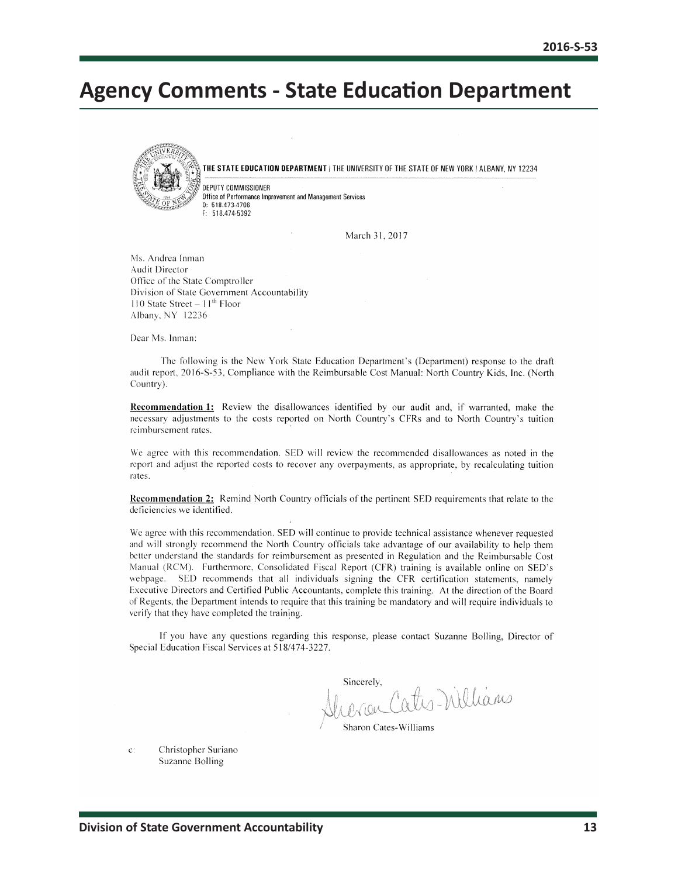# Agency Comments - State Education Department

THE STATE EDUCATION DEPARTMENT / THE UNIVERSITY OF THE STATE OF NEW YORK / ALBANY, NY 12234

DEPUTY COMMISSIONER
Office of Performance Improvement and Management Services
O: 518.473-4706
F: 518.474-5392

March 31, 2017

Ms. Andrea Inman
Audit Director
Office of the State Comptroller
Division of State Government Accountability
110 State Street – 11th Floor
Albany, NY 12236

Dear Ms. Inman:

The following is the New York State Education Department's (Department) response to the draft audit report, 2016-S-53, Compliance with the Reimbursable Cost Manual: North Country Kids, Inc. (North Country).

**Recommendation 1:** Review the disallowances identified by our audit and, if warranted, make the necessary adjustments to the costs reported on North Country's CFRs and to North Country's tuition reimbursement rates.

We agree with this recommendation. SED will review the recommended disallowances as noted in the report and adjust the reported costs to recover any overpayments, as appropriate, by recalculating tuition rates.

**Recommendation 2:** Remind North Country officials of the pertinent SED requirements that relate to the deficiencies we identified.

We agree with this recommendation. SED will continue to provide technical assistance whenever requested and will strongly recommend the North Country officials take advantage of our availability to help them better understand the standards for reimbursement as presented in Regulation and the Reimbursable Cost Manual (RCM). Furthermore, Consolidated Fiscal Report (CFR) training is available online on SED's webpage. SED recommends that all individuals signing the CFR certification statements, namely Executive Directors and Certified Public Accountants, complete this training. At the direction of the Board of Regents, the Department intends to require that this training be mandatory and will require individuals to verify that they have completed the training.

If you have any questions regarding this response, please contact Suzanne Bolling, Director of Special Education Fiscal Services at 518/474-3227.

Sincerely,

Sharon Cates-Williams

c: Christopher Suriano
Suzanne Bolling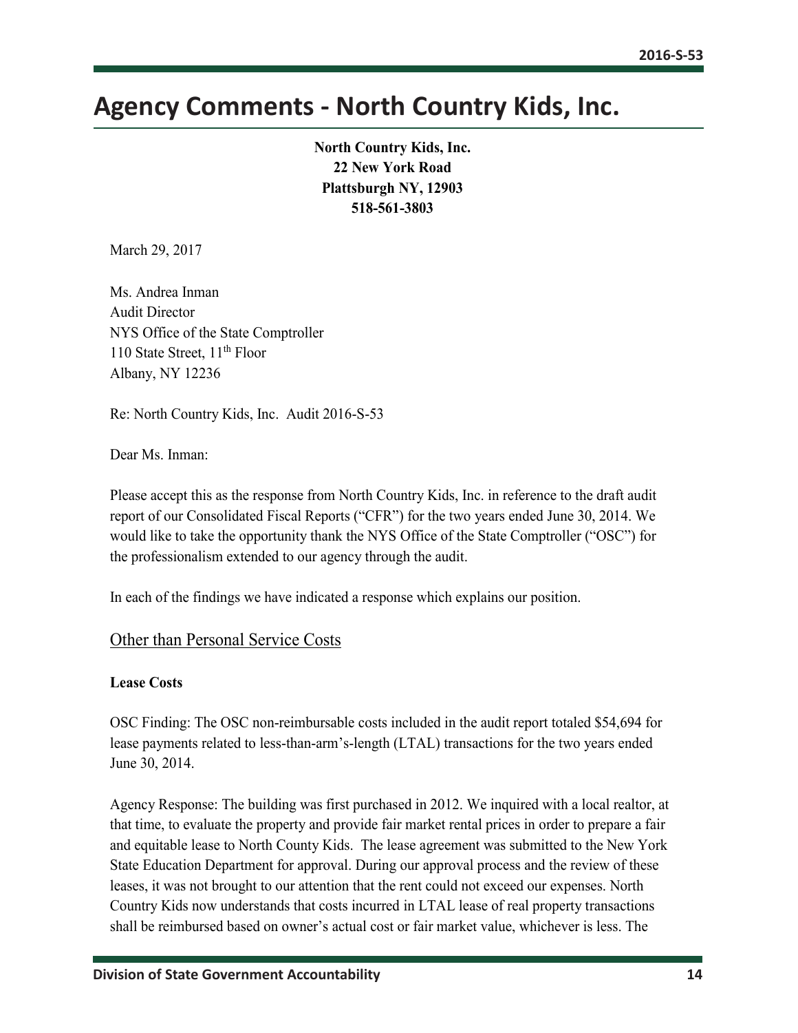# Agency Comments - North Country Kids, Inc.

**North Country Kids, Inc.**
**22 New York Road**
**Plattsburgh NY, 12903**
**518-561-3803**

March 29, 2017

Ms. Andrea Inman
Audit Director
NYS Office of the State Comptroller
110 State Street, 11th Floor
Albany, NY 12236

Re: North Country Kids, Inc. Audit 2016-S-53

Dear Ms. Inman:

Please accept this as the response from North Country Kids, Inc. in reference to the draft audit report of our Consolidated Fiscal Reports ("CFR") for the two years ended June 30, 2014. We would like to take the opportunity thank the NYS Office of the State Comptroller ("OSC") for the professionalism extended to our agency through the audit.

In each of the findings we have indicated a response which explains our position.

## Other than Personal Service Costs

**Lease Costs**

OSC Finding: The OSC non-reimbursable costs included in the audit report totaled $54,694 for lease payments related to less-than-arm's-length (LTAL) transactions for the two years ended June 30, 2014.

Agency Response: The building was first purchased in 2012. We inquired with a local realtor, at that time, to evaluate the property and provide fair market rental prices in order to prepare a fair and equitable lease to North County Kids. The lease agreement was submitted to the New York State Education Department for approval. During our approval process and the review of these leases, it was not brought to our attention that the rent could not exceed our expenses. North Country Kids now understands that costs incurred in LTAL lease of real property transactions shall be reimbursed based on owner's actual cost or fair market value, whichever is less. The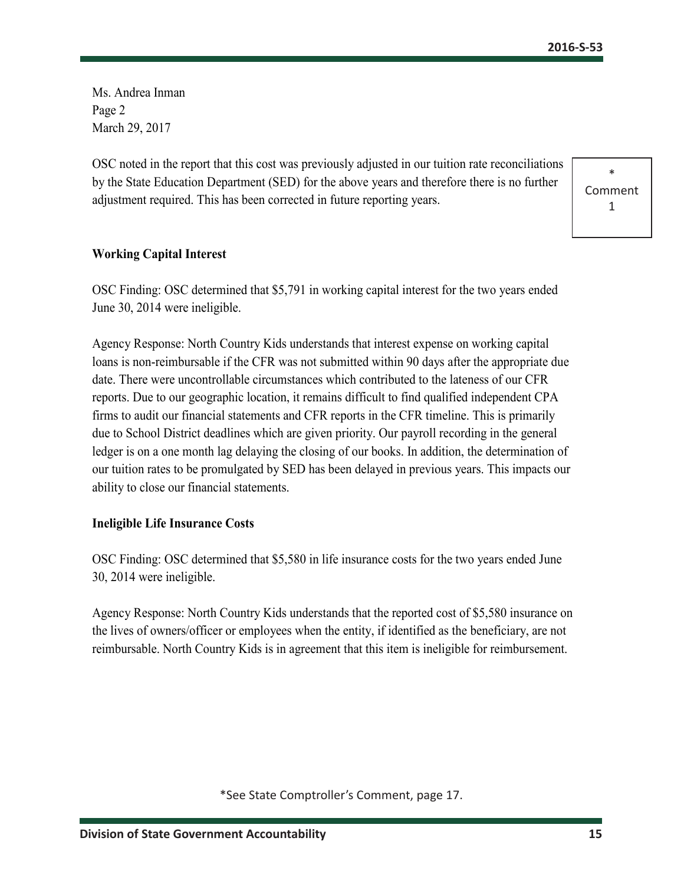Ms. Andrea Inman
Page 2
March 29, 2017

OSC noted in the report that this cost was previously adjusted in our tuition rate reconciliations by the State Education Department (SED) for the above years and therefore there is no further adjustment required. This has been corrected in future reporting years.

* Comment 1

**Working Capital Interest**

OSC Finding: OSC determined that $5,791 in working capital interest for the two years ended June 30, 2014 were ineligible.

Agency Response: North Country Kids understands that interest expense on working capital loans is non-reimbursable if the CFR was not submitted within 90 days after the appropriate due date. There were uncontrollable circumstances which contributed to the lateness of our CFR reports. Due to our geographic location, it remains difficult to find qualified independent CPA firms to audit our financial statements and CFR reports in the CFR timeline. This is primarily due to School District deadlines which are given priority. Our payroll recording in the general ledger is on a one month lag delaying the closing of our books. In addition, the determination of our tuition rates to be promulgated by SED has been delayed in previous years. This impacts our ability to close our financial statements.

**Ineligible Life Insurance Costs**

OSC Finding: OSC determined that $5,580 in life insurance costs for the two years ended June 30, 2014 were ineligible.

Agency Response: North Country Kids understands that the reported cost of $5,580 insurance on the lives of owners/officer or employees when the entity, if identified as the beneficiary, are not reimbursable. North Country Kids is in agreement that this item is ineligible for reimbursement.

*See State Comptroller's Comment, page 17.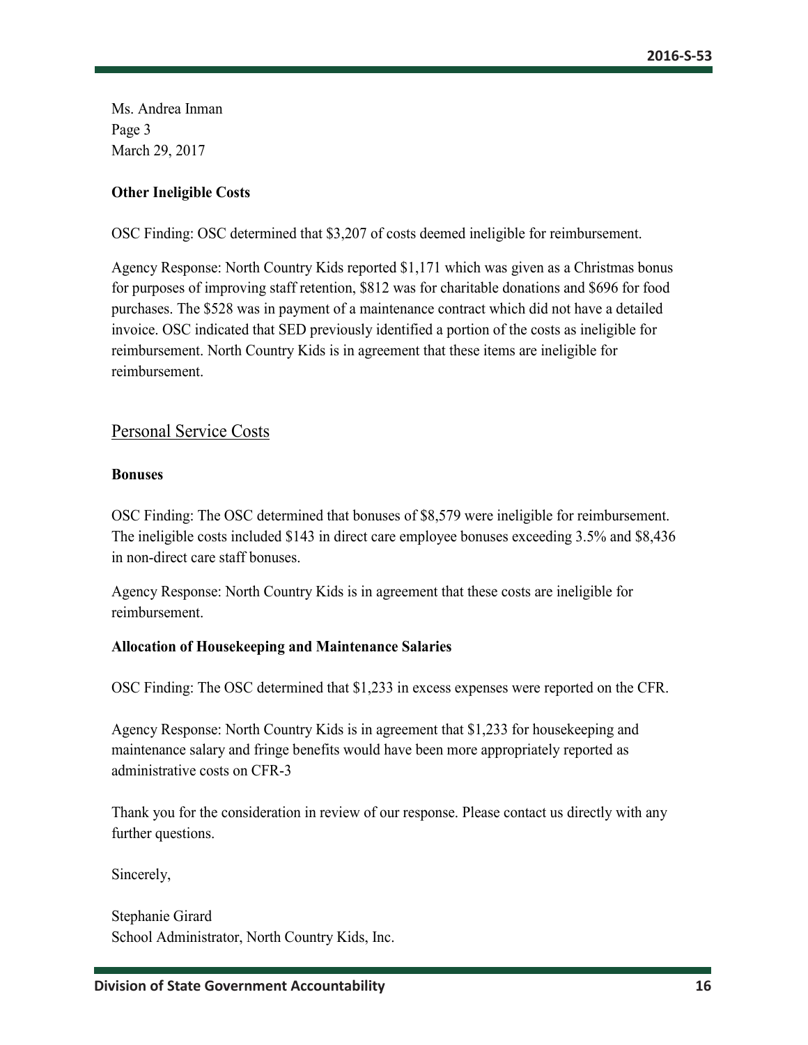Ms. Andrea Inman
Page 3
March 29, 2017

**Other Ineligible Costs**

OSC Finding: OSC determined that $3,207 of costs deemed ineligible for reimbursement.

Agency Response: North Country Kids reported $1,171 which was given as a Christmas bonus for purposes of improving staff retention, $812 was for charitable donations and $696 for food purchases. The $528 was in payment of a maintenance contract which did not have a detailed invoice. OSC indicated that SED previously identified a portion of the costs as ineligible for reimbursement. North Country Kids is in agreement that these items are ineligible for reimbursement.

## Personal Service Costs

**Bonuses**

OSC Finding: The OSC determined that bonuses of $8,579 were ineligible for reimbursement. The ineligible costs included $143 in direct care employee bonuses exceeding 3.5% and $8,436 in non-direct care staff bonuses.

Agency Response: North Country Kids is in agreement that these costs are ineligible for reimbursement.

**Allocation of Housekeeping and Maintenance Salaries**

OSC Finding: The OSC determined that $1,233 in excess expenses were reported on the CFR.

Agency Response: North Country Kids is in agreement that $1,233 for housekeeping and maintenance salary and fringe benefits would have been more appropriately reported as administrative costs on CFR-3

Thank you for the consideration in review of our response. Please contact us directly with any further questions.

Sincerely,

Stephanie Girard
School Administrator, North Country Kids, Inc.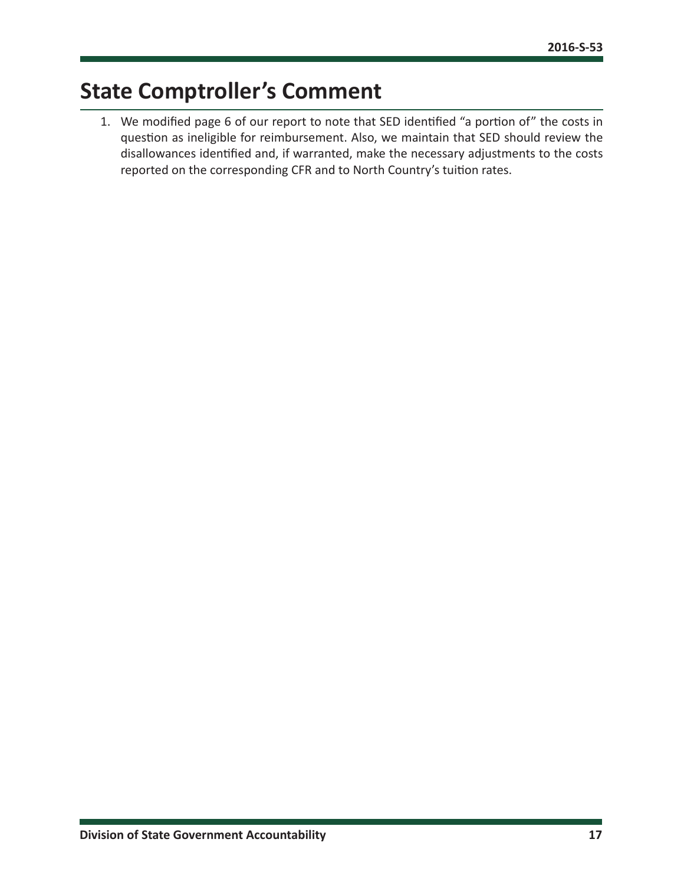# State Comptroller's Comment

1. We modified page 6 of our report to note that SED identified "a portion of" the costs in question as ineligible for reimbursement. Also, we maintain that SED should review the disallowances identified and, if warranted, make the necessary adjustments to the costs reported on the corresponding CFR and to North Country's tuition rates.